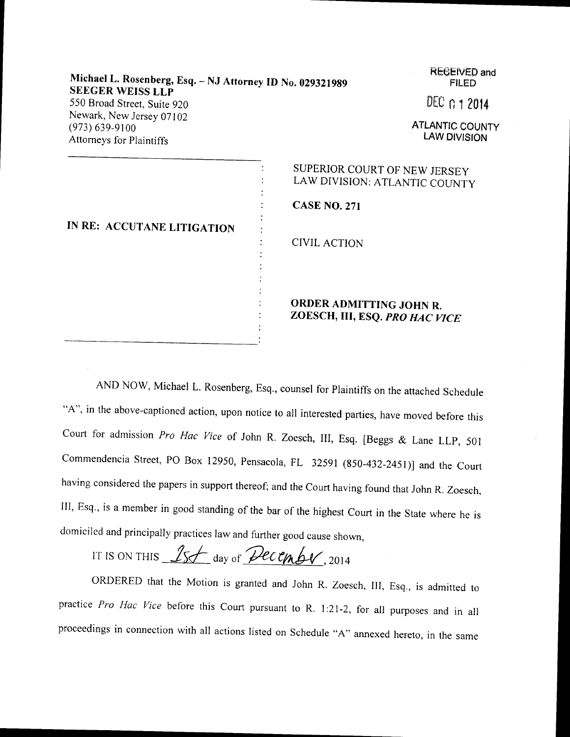Michael L. Rosenberg, Esq. – NJ Attorney ID No. 029321989
**SEEGER WEISS LLP**
550 Broad Street, Suite 920
Newark, New Jersey 07102
(973) 639-9100
Attorneys for Plaintiffs

RECEIVED and FILED
DEC 01 2014
ATLANTIC COUNTY LAW DIVISION

**IN RE: ACCUTANE LITIGATION**

SUPERIOR COURT OF NEW JERSEY
LAW DIVISION: ATLANTIC COUNTY

**CASE NO. 271**

CIVIL ACTION

**ORDER ADMITTING JOHN R. ZOESCH, III, ESQ. *PRO HAC VICE***

AND NOW, Michael L. Rosenberg, Esq., counsel for Plaintiffs on the attached Schedule "A", in the above-captioned action, upon notice to all interested parties, have moved before this Court for admission *Pro Hac Vice* of John R. Zoesch, III, Esq. [Beggs & Lane LLP, 501 Commendencia Street, PO Box 12950, Pensacola, FL 32591 (850-432-2451)] and the Court having considered the papers in support thereof; and the Court having found that John R. Zoesch, III, Esq., is a member in good standing of the bar of the highest Court in the State where he is domiciled and principally practices law and further good cause shown,

IT IS ON THIS 1st day of December, 2014

ORDERED that the Motion is granted and John R. Zoesch, III, Esq., is admitted to practice *Pro Hac Vice* before this Court pursuant to R. 1:21-2, for all purposes and in all proceedings in connection with all actions listed on Schedule "A" annexed hereto, in the same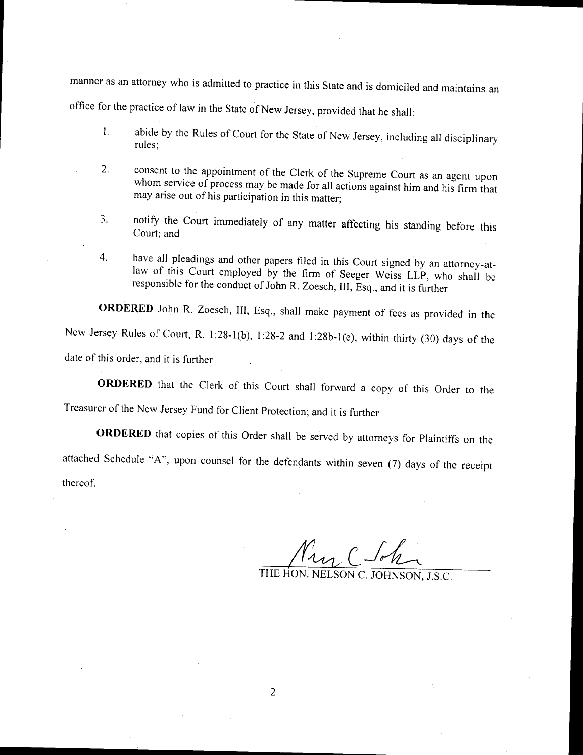manner as an attorney who is admitted to practice in this State and is domiciled and maintains an office for the practice of law in the State of New Jersey, provided that he shall:

1. abide by the Rules of Court for the State of New Jersey, including all disciplinary rules;

2. consent to the appointment of the Clerk of the Supreme Court as an agent upon whom service of process may be made for all actions against him and his firm that may arise out of his participation in this matter;

3. notify the Court immediately of any matter affecting his standing before this Court; and

4. have all pleadings and other papers filed in this Court signed by an attorney-at-law of this Court employed by the firm of Seeger Weiss LLP, who shall be responsible for the conduct of John R. Zoesch, III, Esq., and it is further

**ORDERED** John R. Zoesch, III, Esq., shall make payment of fees as provided in the New Jersey Rules of Court, R. 1:28-1(b), 1:28-2 and 1:28b-1(e), within thirty (30) days of the date of this order, and it is further

**ORDERED** that the Clerk of this Court shall forward a copy of this Order to the Treasurer of the New Jersey Fund for Client Protection; and it is further

**ORDERED** that copies of this Order shall be served by attorneys for Plaintiffs on the attached Schedule "A", upon counsel for the defendants within seven (7) days of the receipt thereof.

THE HON. NELSON C. JOHNSON, J.S.C.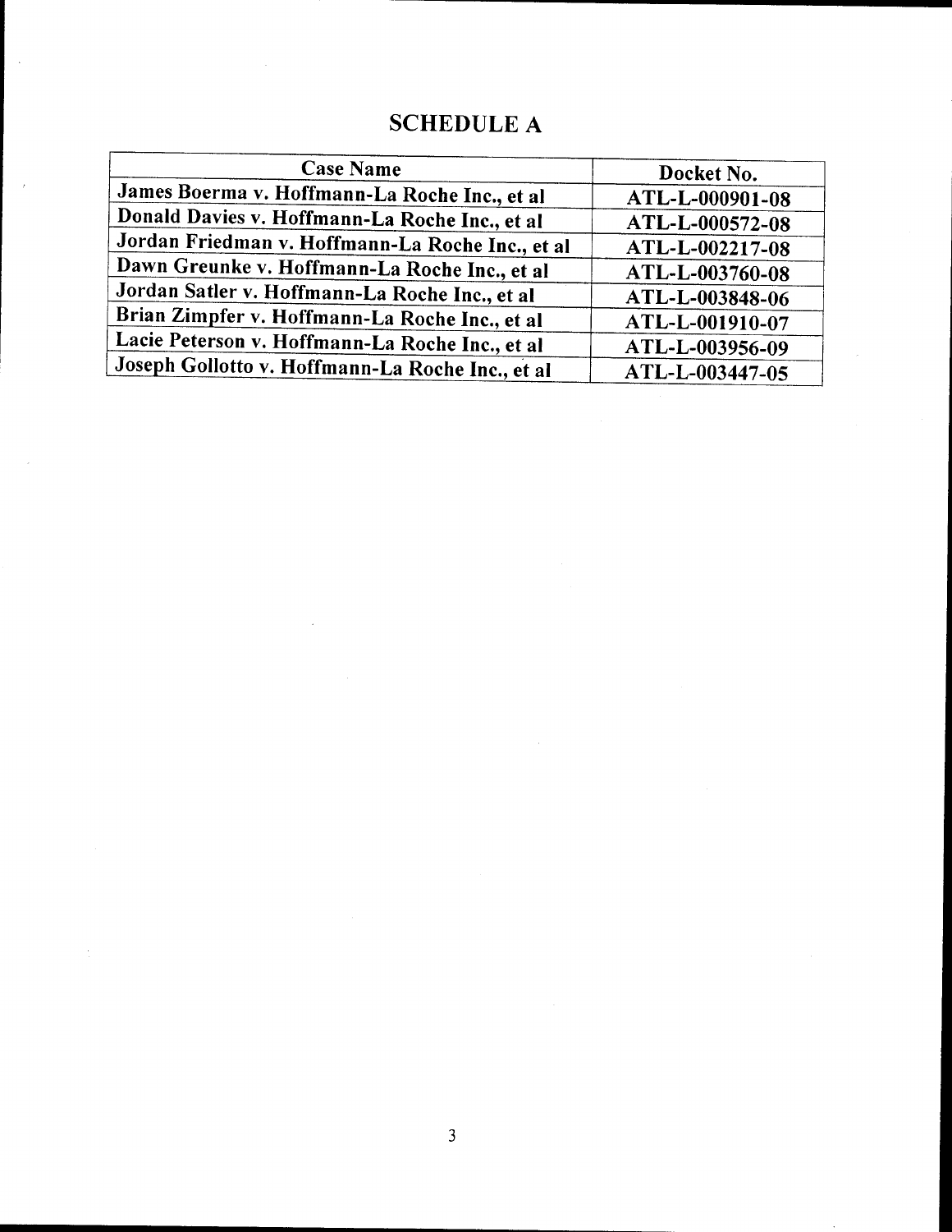# SCHEDULE A

| Case Name | Docket No. |
|---|---|
| James Boerma v. Hoffmann-La Roche Inc., et al | ATL-L-000901-08 |
| Donald Davies v. Hoffmann-La Roche Inc., et al | ATL-L-000572-08 |
| Jordan Friedman v. Hoffmann-La Roche Inc., et al | ATL-L-002217-08 |
| Dawn Greunke v. Hoffmann-La Roche Inc., et al | ATL-L-003760-08 |
| Jordan Satler v. Hoffmann-La Roche Inc., et al | ATL-L-003848-06 |
| Brian Zimpfer v. Hoffmann-La Roche Inc., et al | ATL-L-001910-07 |
| Lacie Peterson v. Hoffmann-La Roche Inc., et al | ATL-L-003956-09 |
| Joseph Gollotto v. Hoffmann-La Roche Inc., et al | ATL-L-003447-05 |